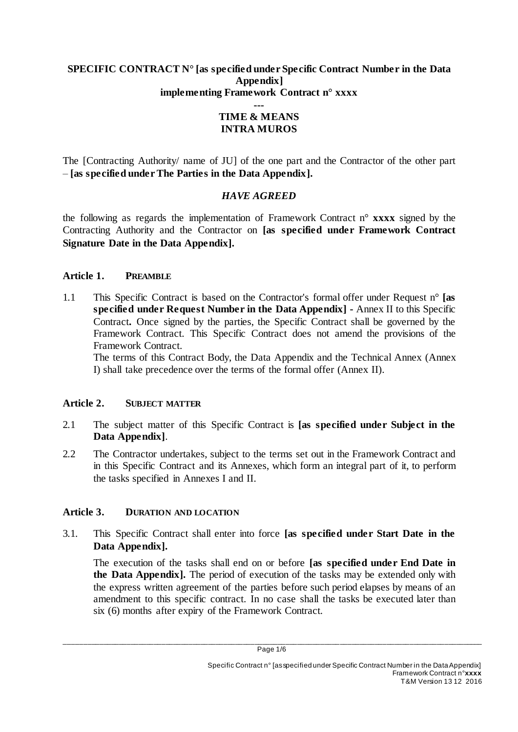**SPECIFIC CONTRACT N° [as specified under Specific Contract Number in the Data Appendix]**
**implementing Framework Contract n° xxxx**

**---**

**TIME & MEANS**
**INTRA MUROS**

The [Contracting Authority/ name of JU] of the one part and the Contractor of the other part – **[as specified under The Parties in the Data Appendix].**

***HAVE AGREED***

the following as regards the implementation of Framework Contract n° **xxxx** signed by the Contracting Authority and the Contractor on **[as specified under Framework Contract Signature Date in the Data Appendix].**

## Article 1. PREAMBLE

1.1 This Specific Contract is based on the Contractor's formal offer under Request n° **[as specified under Request Number in the Data Appendix] -** Annex II to this Specific Contract**.** Once signed by the parties, the Specific Contract shall be governed by the Framework Contract. This Specific Contract does not amend the provisions of the Framework Contract.
The terms of this Contract Body, the Data Appendix and the Technical Annex (Annex I) shall take precedence over the terms of the formal offer (Annex II).

## Article 2. SUBJECT MATTER

2.1 The subject matter of this Specific Contract is **[as specified under Subject in the Data Appendix]**.

2.2 The Contractor undertakes, subject to the terms set out in the Framework Contract and in this Specific Contract and its Annexes, which form an integral part of it, to perform the tasks specified in Annexes I and II.

## Article 3. DURATION AND LOCATION

3.1. This Specific Contract shall enter into force **[as specified under Start Date in the Data Appendix].**

The execution of the tasks shall end on or before **[as specified under End Date in the Data Appendix].** The period of execution of the tasks may be extended only with the express written agreement of the parties before such period elapses by means of an amendment to this specific contract. In no case shall the tasks be executed later than six (6) months after expiry of the Framework Contract.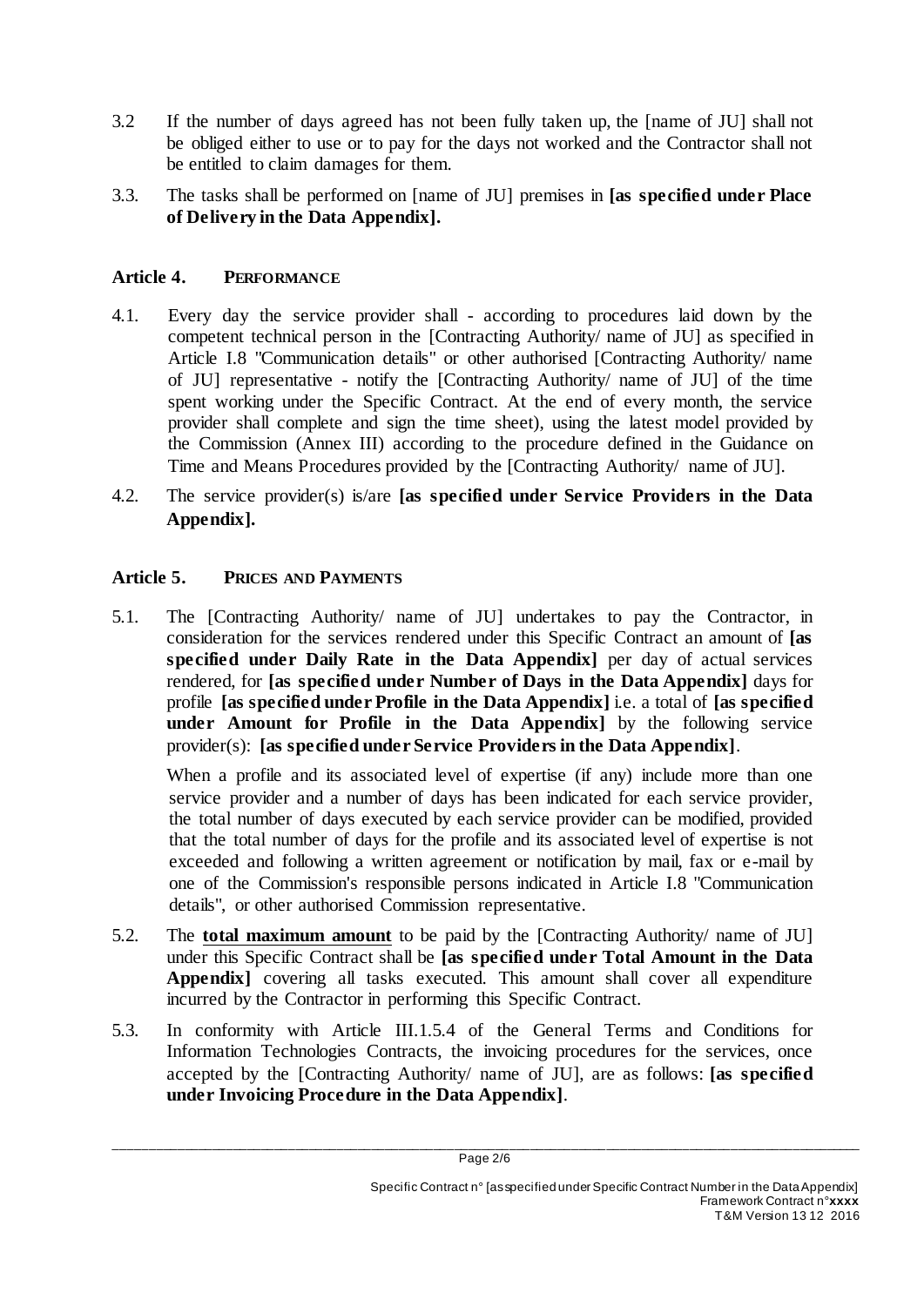3.2 If the number of days agreed has not been fully taken up, the [name of JU] shall not be obliged either to use or to pay for the days not worked and the Contractor shall not be entitled to claim damages for them.

3.3. The tasks shall be performed on [name of JU] premises in **[as specified under Place of Delivery in the Data Appendix].**

## Article 4. PERFORMANCE

4.1. Every day the service provider shall - according to procedures laid down by the competent technical person in the [Contracting Authority/ name of JU] as specified in Article I.8 "Communication details" or other authorised [Contracting Authority/ name of JU] representative - notify the [Contracting Authority/ name of JU] of the time spent working under the Specific Contract. At the end of every month, the service provider shall complete and sign the time sheet), using the latest model provided by the Commission (Annex III) according to the procedure defined in the Guidance on Time and Means Procedures provided by the [Contracting Authority/ name of JU].

4.2. The service provider(s) is/are **[as specified under Service Providers in the Data Appendix].**

## Article 5. PRICES AND PAYMENTS

5.1. The [Contracting Authority/ name of JU] undertakes to pay the Contractor, in consideration for the services rendered under this Specific Contract an amount of **[as specified under Daily Rate in the Data Appendix]** per day of actual services rendered, for **[as specified under Number of Days in the Data Appendix]** days for profile **[as specified under Profile in the Data Appendix]** i.e. a total of **[as specified under Amount for Profile in the Data Appendix]** by the following service provider(s): **[as specified under Service Providers in the Data Appendix]**.

When a profile and its associated level of expertise (if any) include more than one service provider and a number of days has been indicated for each service provider, the total number of days executed by each service provider can be modified, provided that the total number of days for the profile and its associated level of expertise is not exceeded and following a written agreement or notification by mail, fax or e-mail by one of the Commission's responsible persons indicated in Article I.8 "Communication details", or other authorised Commission representative.

5.2. The **total maximum amount** to be paid by the [Contracting Authority/ name of JU] under this Specific Contract shall be **[as specified under Total Amount in the Data Appendix]** covering all tasks executed. This amount shall cover all expenditure incurred by the Contractor in performing this Specific Contract.

5.3. In conformity with Article III.1.5.4 of the General Terms and Conditions for Information Technologies Contracts, the invoicing procedures for the services, once accepted by the [Contracting Authority/ name of JU], are as follows: **[as specified under Invoicing Procedure in the Data Appendix]**.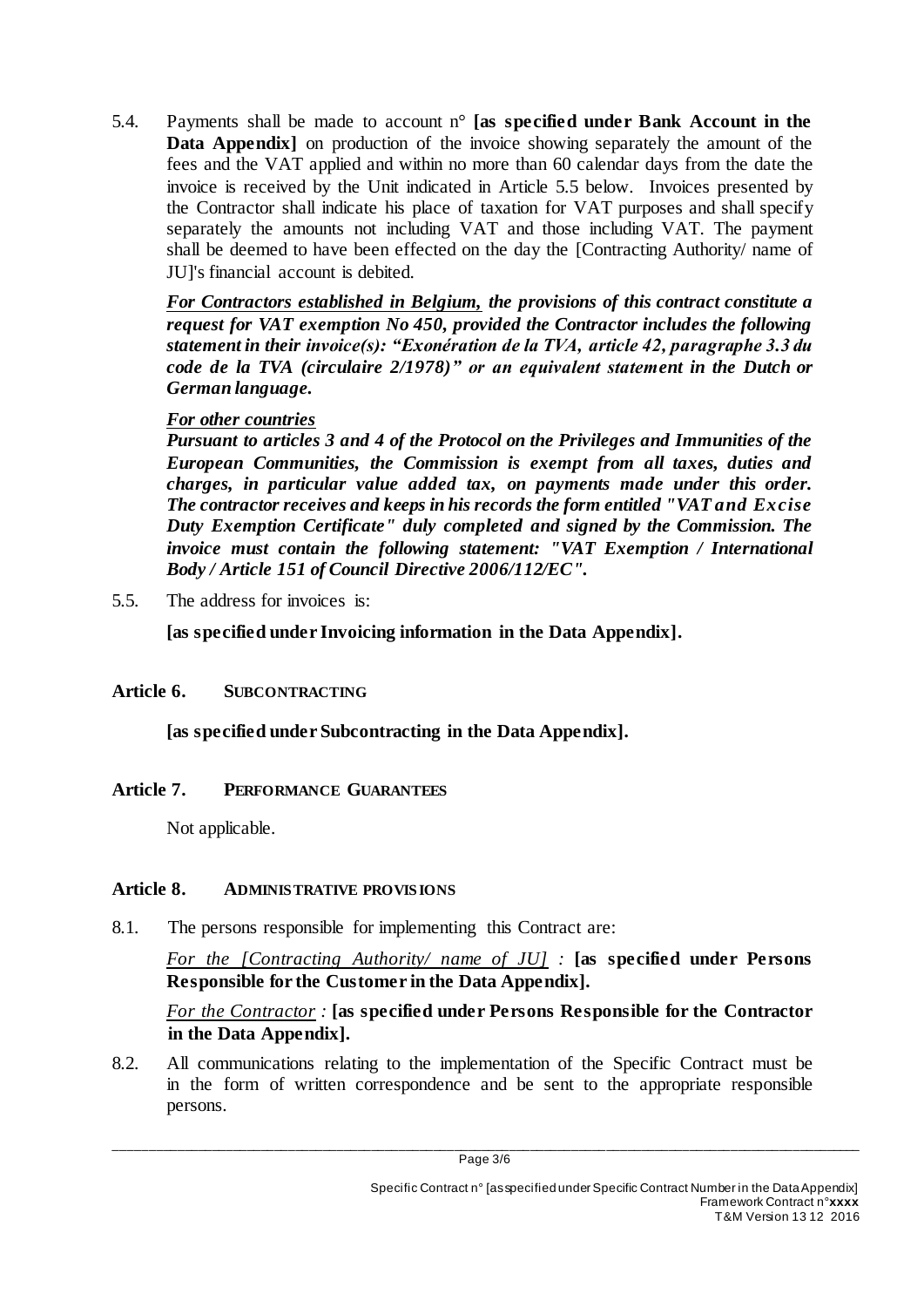5.4. Payments shall be made to account n° **[as specified under Bank Account in the Data Appendix]** on production of the invoice showing separately the amount of the fees and the VAT applied and within no more than 60 calendar days from the date the invoice is received by the Unit indicated in Article 5.5 below. Invoices presented by the Contractor shall indicate his place of taxation for VAT purposes and shall specify separately the amounts not including VAT and those including VAT. The payment shall be deemed to have been effected on the day the [Contracting Authority/ name of JU]'s financial account is debited.

***<u>For Contractors established in Belgium,</u> the provisions of this contract constitute a request for VAT exemption No 450, provided the Contractor includes the following statement in their invoice(s): "Exonération de la TVA, article 42, paragraphe 3.3 du code de la TVA (circulaire 2/1978)" or an equivalent statement in the Dutch or German language.***

***<u>For other countries</u>***
***Pursuant to articles 3 and 4 of the Protocol on the Privileges and Immunities of the European Communities, the Commission is exempt from all taxes, duties and charges, in particular value added tax, on payments made under this order. The contractor receives and keeps in his records the form entitled "VAT and Excise Duty Exemption Certificate" duly completed and signed by the Commission. The invoice must contain the following statement: "VAT Exemption / International Body / Article 151 of Council Directive 2006/112/EC".***

5.5. The address for invoices is:

**[as specified under Invoicing information in the Data Appendix].**

## Article 6. SUBCONTRACTING

**[as specified under Subcontracting in the Data Appendix].**

## Article 7. PERFORMANCE GUARANTEES

Not applicable.

## Article 8. ADMINISTRATIVE PROVISIONS

8.1. The persons responsible for implementing this Contract are:

*<u>For the [Contracting Authority/ name of JU]</u> :* **[as specified under Persons Responsible for the Customer in the Data Appendix].**

*<u>For the Contractor</u> :* **[as specified under Persons Responsible for the Contractor in the Data Appendix].**

8.2. All communications relating to the implementation of the Specific Contract must be in the form of written correspondence and be sent to the appropriate responsible persons.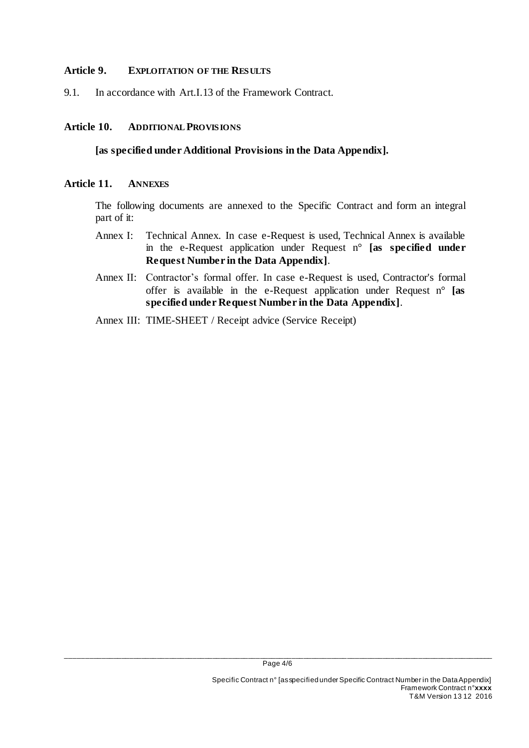### Article 9. EXPLOITATION OF THE RESULTS

9.1. In accordance with Art.I.13 of the Framework Contract.

### Article 10. ADDITIONAL PROVISIONS

**[as specified under Additional Provisions in the Data Appendix].**

### Article 11. ANNEXES

The following documents are annexed to the Specific Contract and form an integral part of it:

Annex I: Technical Annex. In case e-Request is used, Technical Annex is available in the e-Request application under Request n° **[as specified under Request Number in the Data Appendix]**.

Annex II: Contractor's formal offer. In case e-Request is used, Contractor's formal offer is available in the e-Request application under Request n° **[as specified under Request Number in the Data Appendix]**.

Annex III: TIME-SHEET / Receipt advice (Service Receipt)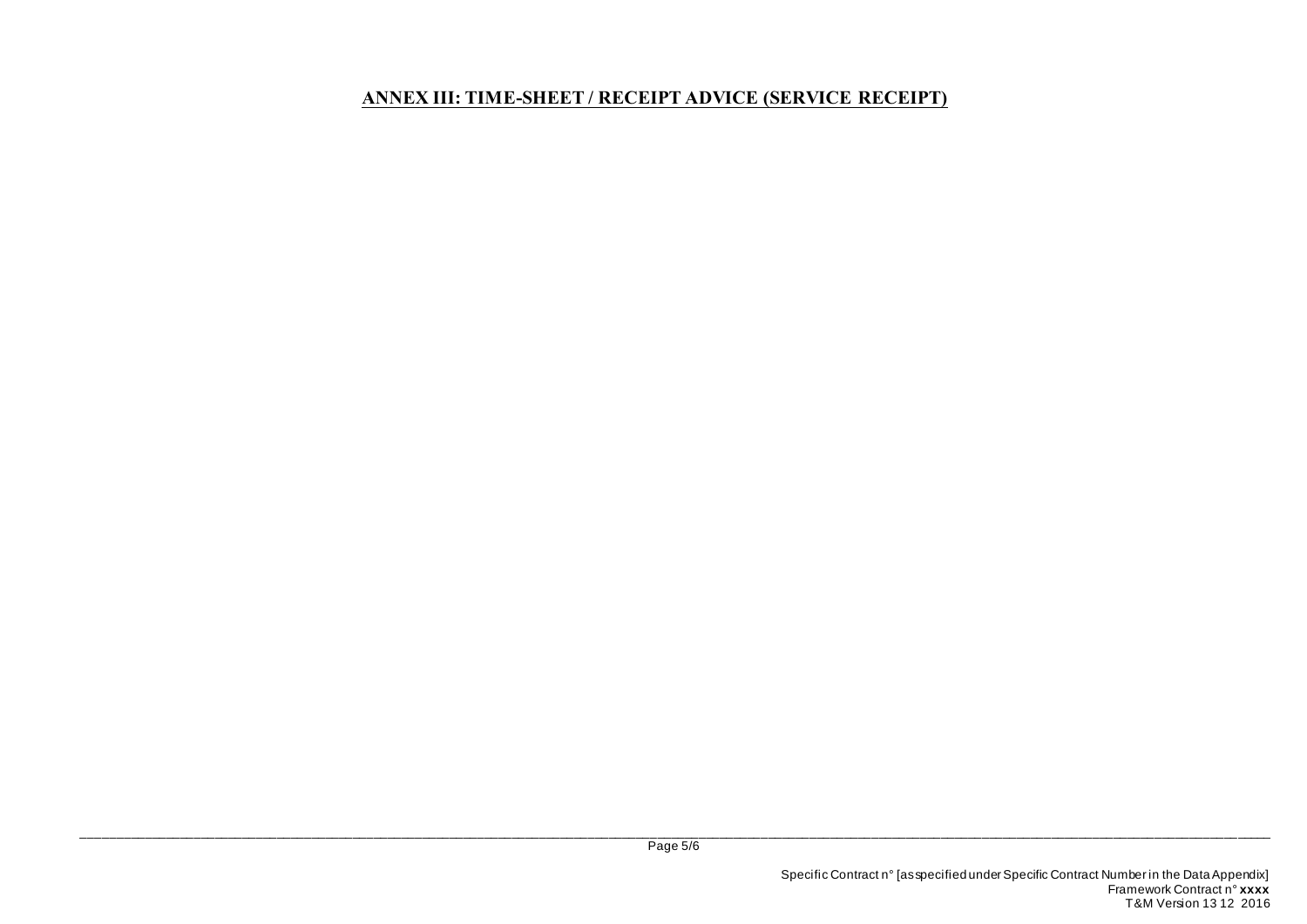**ANNEX III: TIME-SHEET / RECEIPT ADVICE (SERVICE RECEIPT)**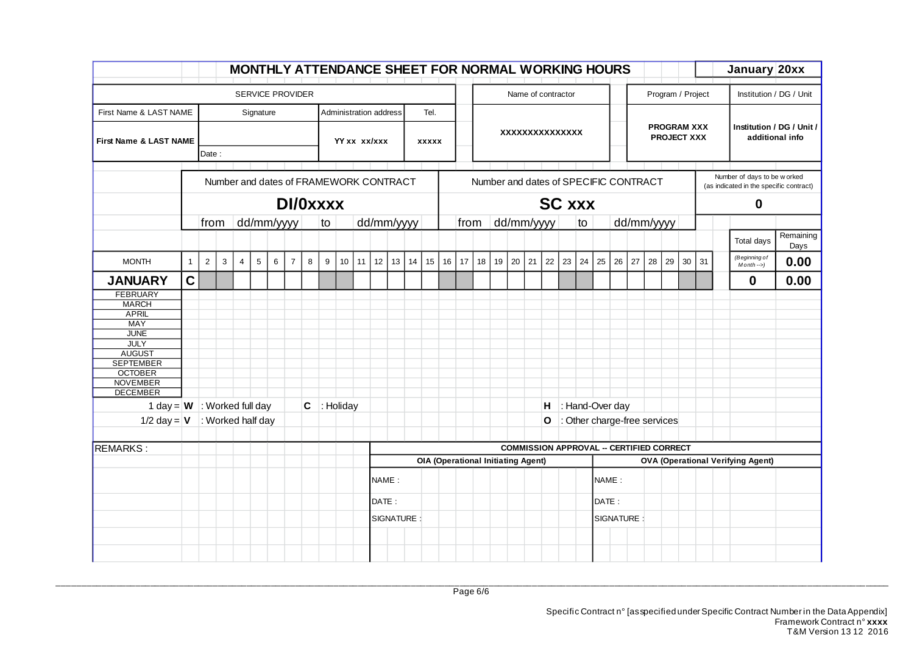# MONTHLY ATTENDANCE SHEET FOR NORMAL WORKING HOURS

**January 20xx**

| SERVICE PROVIDER | | | | Name of contractor | Program / Project | Institution / DG / Unit |
|---|---|---|---|---|---|---|
| First Name & LAST NAME | Signature | Administration address | Tel. | | | |
| **First Name & LAST NAME** | Date : | **YY xx xx/xxx** | **xxxxx** | **XXXXXXXXXXXXXX** | **PROGRAM XXX PROJECT XXX** | **Institution / DG / Unit / additional info** |

| Number and dates of FRAMEWORK CONTRACT | Number and dates of SPECIFIC CONTRACT | Number of days to be worked (as indicated in the specific contract) |
|---|---|---|
| **DI/0xxxx** | **SC xxx** | **0** |
| from dd/mm/yyyy to dd/mm/yyyy | from dd/mm/yyyy to dd/mm/yyyy | |

| MONTH | 1 | 2 | 3 | 4 | 5 | 6 | 7 | 8 | 9 | 10 | 11 | 12 | 13 | 14 | 15 | 16 | 17 | 18 | 19 | 20 | 21 | 22 | 23 | 24 | 25 | 26 | 27 | 28 | 29 | 30 | 31 | Total days *(Beginning of Month -->)* | Remaining Days **0.00** |
|---|---|---|---|---|---|---|---|---|---|---|---|---|---|---|---|---|---|---|---|---|---|---|---|---|---|---|---|---|---|---|---|---|---|
| **JANUARY** | **C** | | | | | | | | | | | | | | | | | | | | | | | | | | | | | | | **0** | **0.00** |
| FEBRUARY | | | | | | | | | | | | | | | | | | | | | | | | | | | | | | | | | |
| MARCH | | | | | | | | | | | | | | | | | | | | | | | | | | | | | | | | | |
| APRIL | | | | | | | | | | | | | | | | | | | | | | | | | | | | | | | | | |
| MAY | | | | | | | | | | | | | | | | | | | | | | | | | | | | | | | | | |
| JUNE | | | | | | | | | | | | | | | | | | | | | | | | | | | | | | | | | |
| JULY | | | | | | | | | | | | | | | | | | | | | | | | | | | | | | | | | |
| AUGUST | | | | | | | | | | | | | | | | | | | | | | | | | | | | | | | | | |
| SEPTEMBER | | | | | | | | | | | | | | | | | | | | | | | | | | | | | | | | | |
| OCTOBER | | | | | | | | | | | | | | | | | | | | | | | | | | | | | | | | | |
| NOVEMBER | | | | | | | | | | | | | | | | | | | | | | | | | | | | | | | | | |
| DECEMBER | | | | | | | | | | | | | | | | | | | | | | | | | | | | | | | | | |

1 day = **W** : Worked full day  **C** : Holiday  **H** : Hand-Over day

1/2 day = **V** : Worked half day  **O** : Other charge-free services

REMARKS :

**COMMISSION APPROVAL -- CERTIFIED CORRECT**

| **OIA (Operational Initiating Agent)** | **OVA (Operational Verifying Agent)** |
|---|---|
| NAME : | NAME : |
| DATE : | DATE : |
| SIGNATURE : | SIGNATURE : |

Specific Contract n° [as specified under Specific Contract Number in the Data Appendix]
Framework Contract n° **xxxx**
T&M Version 13 12 2016